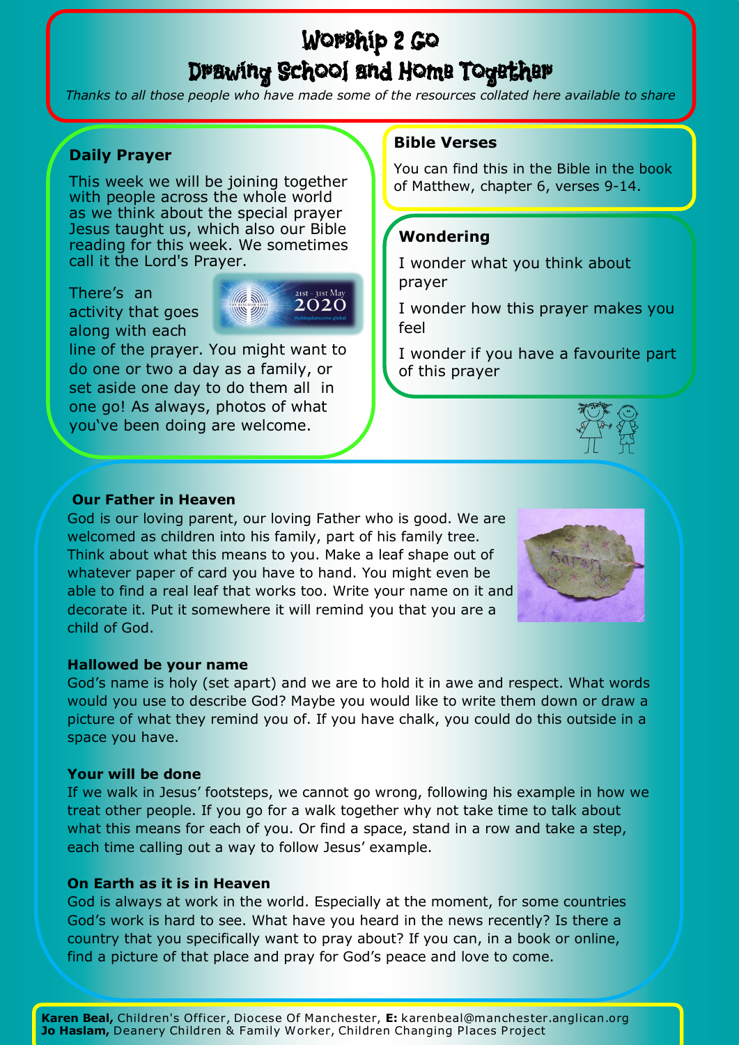# Worship 2 Go
## Drawing School and Home Together

*Thanks to all those people who have made some of the resources collated here available to share*

### Daily Prayer

This week we will be joining together with people across the whole world as we think about the special prayer Jesus taught us, which also our Bible reading for this week. We sometimes call it the Lord's Prayer.

There's an activity that goes along with each line of the prayer. You might want to do one or two a day as a family, or set aside one day to do them all in one go! As always, photos of what you've been doing are welcome.

### Bible Verses

You can find this in the Bible in the book of Matthew, chapter 6, verses 9-14.

### Wondering

I wonder what you think about prayer

I wonder how this prayer makes you feel

I wonder if you have a favourite part of this prayer

**Our Father in Heaven**

God is our loving parent, our loving Father who is good. We are welcomed as children into his family, part of his family tree. Think about what this means to you. Make a leaf shape out of whatever paper of card you have to hand. You might even be able to find a real leaf that works too. Write your name on it and decorate it. Put it somewhere it will remind you that you are a child of God.

**Hallowed be your name**

God's name is holy (set apart) and we are to hold it in awe and respect. What words would you use to describe God? Maybe you would like to write them down or draw a picture of what they remind you of. If you have chalk, you could do this outside in a space you have.

**Your will be done**

If we walk in Jesus' footsteps, we cannot go wrong, following his example in how we treat other people. If you go for a walk together why not take time to talk about what this means for each of you. Or find a space, stand in a row and take a step, each time calling out a way to follow Jesus' example.

**On Earth as it is in Heaven**

God is always at work in the world. Especially at the moment, for some countries God's work is hard to see. What have you heard in the news recently? Is there a country that you specifically want to pray about? If you can, in a book or online, find a picture of that place and pray for God's peace and love to come.

**Karen Beal,** Children's Officer, Diocese Of Manchester, **E:** karenbeal@manchester.anglican.org
**Jo Haslam,** Deanery Children & Family Worker, Children Changing Places Project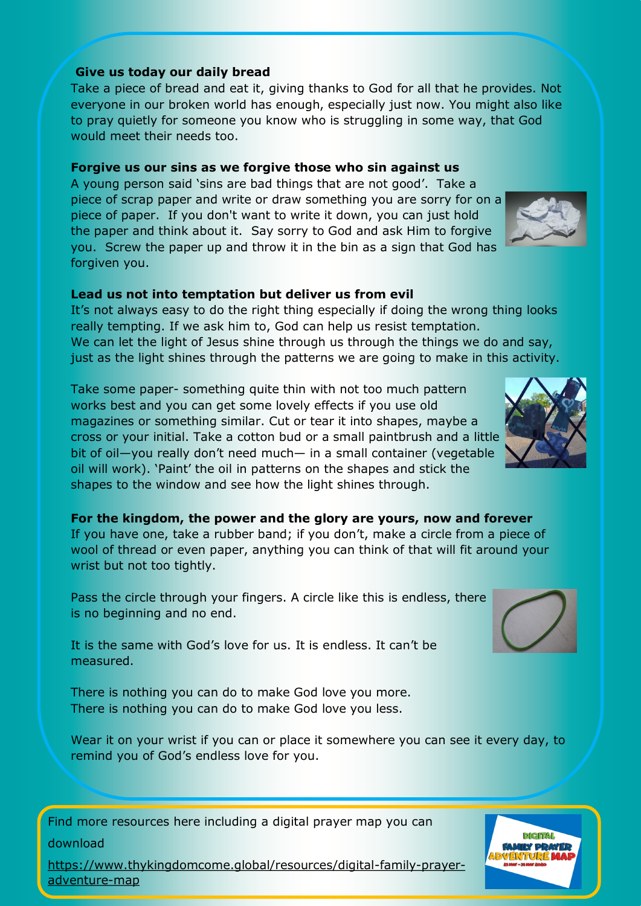**Give us today our daily bread**

Take a piece of bread and eat it, giving thanks to God for all that he provides. Not everyone in our broken world has enough, especially just now. You might also like to pray quietly for someone you know who is struggling in some way, that God would meet their needs too.

**Forgive us our sins as we forgive those who sin against us**

A young person said 'sins are bad things that are not good'. Take a piece of scrap paper and write or draw something you are sorry for on a piece of paper. If you don't want to write it down, you can just hold the paper and think about it. Say sorry to God and ask Him to forgive you. Screw the paper up and throw it in the bin as a sign that God has forgiven you.

**Lead us not into temptation but deliver us from evil**

It's not always easy to do the right thing especially if doing the wrong thing looks really tempting. If we ask him to, God can help us resist temptation. We can let the light of Jesus shine through us through the things we do and say, just as the light shines through the patterns we are going to make in this activity.

Take some paper- something quite thin with not too much pattern works best and you can get some lovely effects if you use old magazines or something similar. Cut or tear it into shapes, maybe a cross or your initial. Take a cotton bud or a small paintbrush and a little bit of oil—you really don't need much— in a small container (vegetable oil will work). 'Paint' the oil in patterns on the shapes and stick the shapes to the window and see how the light shines through.

**For the kingdom, the power and the glory are yours, now and forever**

If you have one, take a rubber band; if you don't, make a circle from a piece of wool of thread or even paper, anything you can think of that will fit around your wrist but not too tightly.

Pass the circle through your fingers. A circle like this is endless, there is no beginning and no end.

It is the same with God's love for us. It is endless. It can't be measured.

There is nothing you can do to make God love you more.
There is nothing you can do to make God love you less.

Wear it on your wrist if you can or place it somewhere you can see it every day, to remind you of God's endless love for you.

Find more resources here including a digital prayer map you can download

https://www.thykingdomcome.global/resources/digital-family-prayer-adventure-map